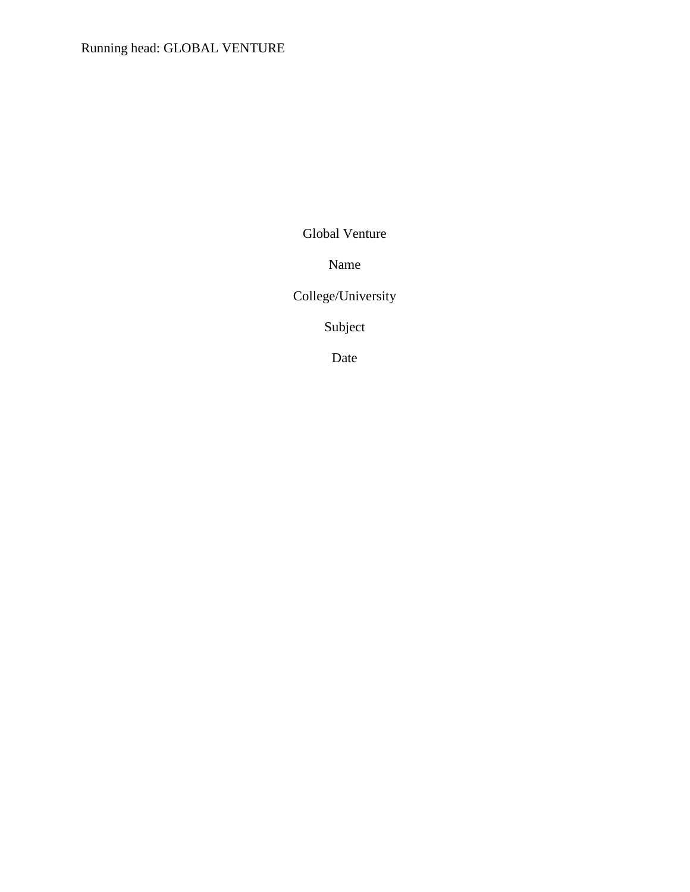Global Venture

Name

College/University

Subject

Date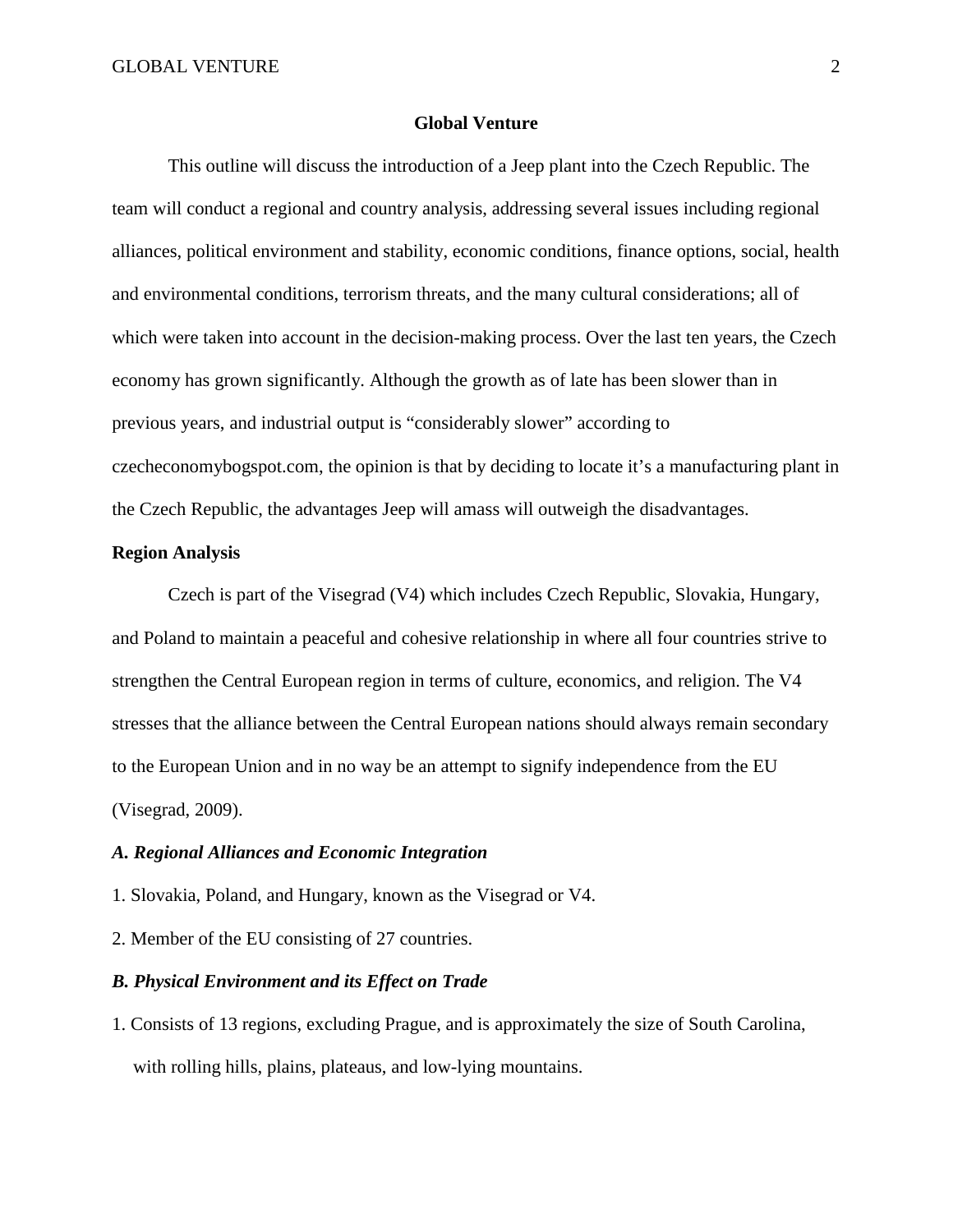# Global Venture

This outline will discuss the introduction of a Jeep plant into the Czech Republic. The team will conduct a regional and country analysis, addressing several issues including regional alliances, political environment and stability, economic conditions, finance options, social, health and environmental conditions, terrorism threats, and the many cultural considerations; all of which were taken into account in the decision-making process. Over the last ten years, the Czech economy has grown significantly. Although the growth as of late has been slower than in previous years, and industrial output is "considerably slower" according to czecheconomybogspot.com, the opinion is that by deciding to locate it's a manufacturing plant in the Czech Republic, the advantages Jeep will amass will outweigh the disadvantages.

## Region Analysis

Czech is part of the Visegrad (V4) which includes Czech Republic, Slovakia, Hungary, and Poland to maintain a peaceful and cohesive relationship in where all four countries strive to strengthen the Central European region in terms of culture, economics, and religion. The V4 stresses that the alliance between the Central European nations should always remain secondary to the European Union and in no way be an attempt to signify independence from the EU (Visegrad, 2009).

### *A. Regional Alliances and Economic Integration*

1. Slovakia, Poland, and Hungary, known as the Visegrad or V4.
2. Member of the EU consisting of 27 countries.

### *B. Physical Environment and its Effect on Trade*

1. Consists of 13 regions, excluding Prague, and is approximately the size of South Carolina, with rolling hills, plains, plateaus, and low-lying mountains.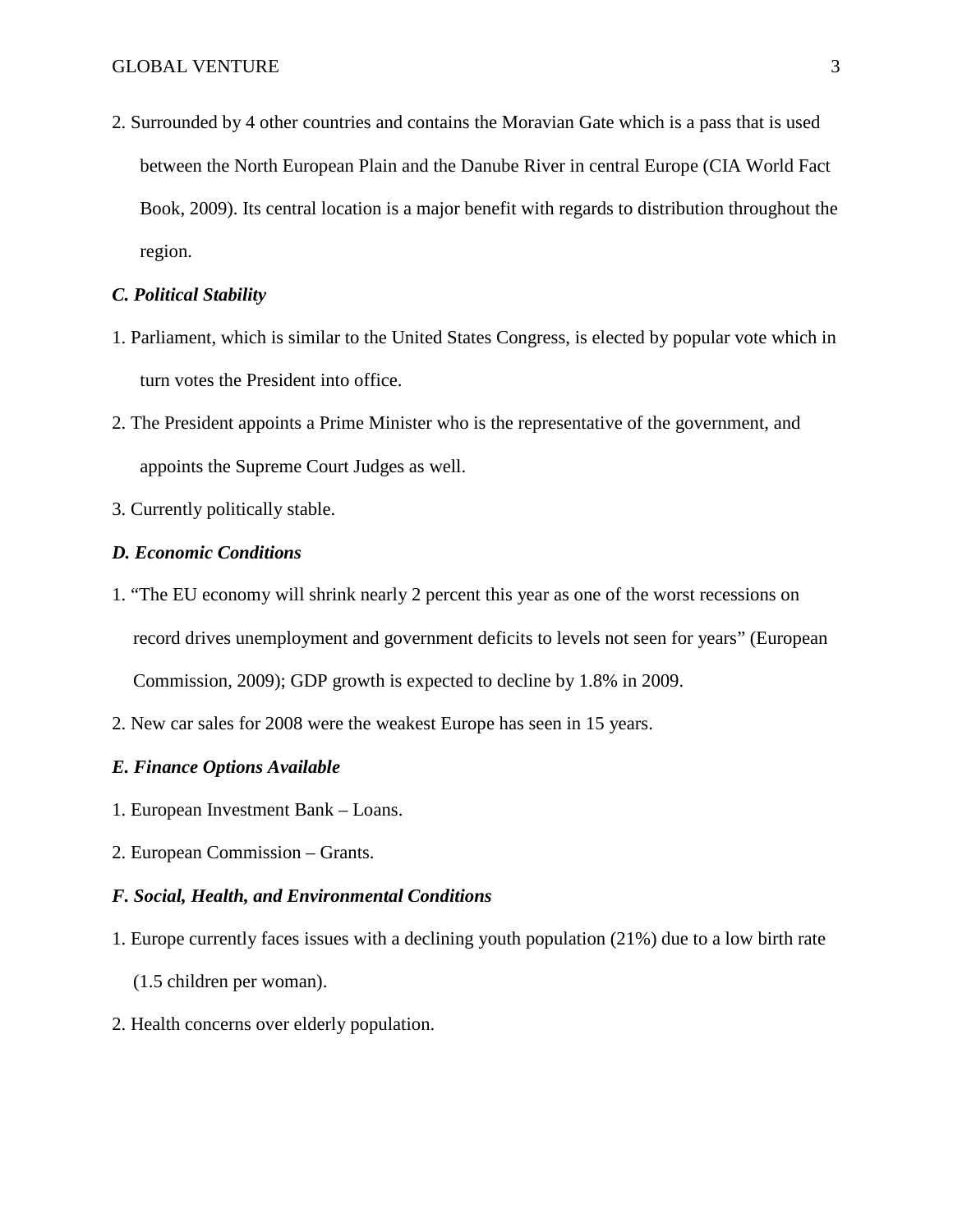2. Surrounded by 4 other countries and contains the Moravian Gate which is a pass that is used between the North European Plain and the Danube River in central Europe (CIA World Fact Book, 2009). Its central location is a major benefit with regards to distribution throughout the region.

### *C. Political Stability*

1. Parliament, which is similar to the United States Congress, is elected by popular vote which in turn votes the President into office.
2. The President appoints a Prime Minister who is the representative of the government, and appoints the Supreme Court Judges as well.
3. Currently politically stable.

### *D. Economic Conditions*

1. "The EU economy will shrink nearly 2 percent this year as one of the worst recessions on record drives unemployment and government deficits to levels not seen for years" (European Commission, 2009); GDP growth is expected to decline by 1.8% in 2009.
2. New car sales for 2008 were the weakest Europe has seen in 15 years.

### *E. Finance Options Available*

1. European Investment Bank – Loans.
2. European Commission – Grants.

### *F. Social, Health, and Environmental Conditions*

1. Europe currently faces issues with a declining youth population (21%) due to a low birth rate (1.5 children per woman).
2. Health concerns over elderly population.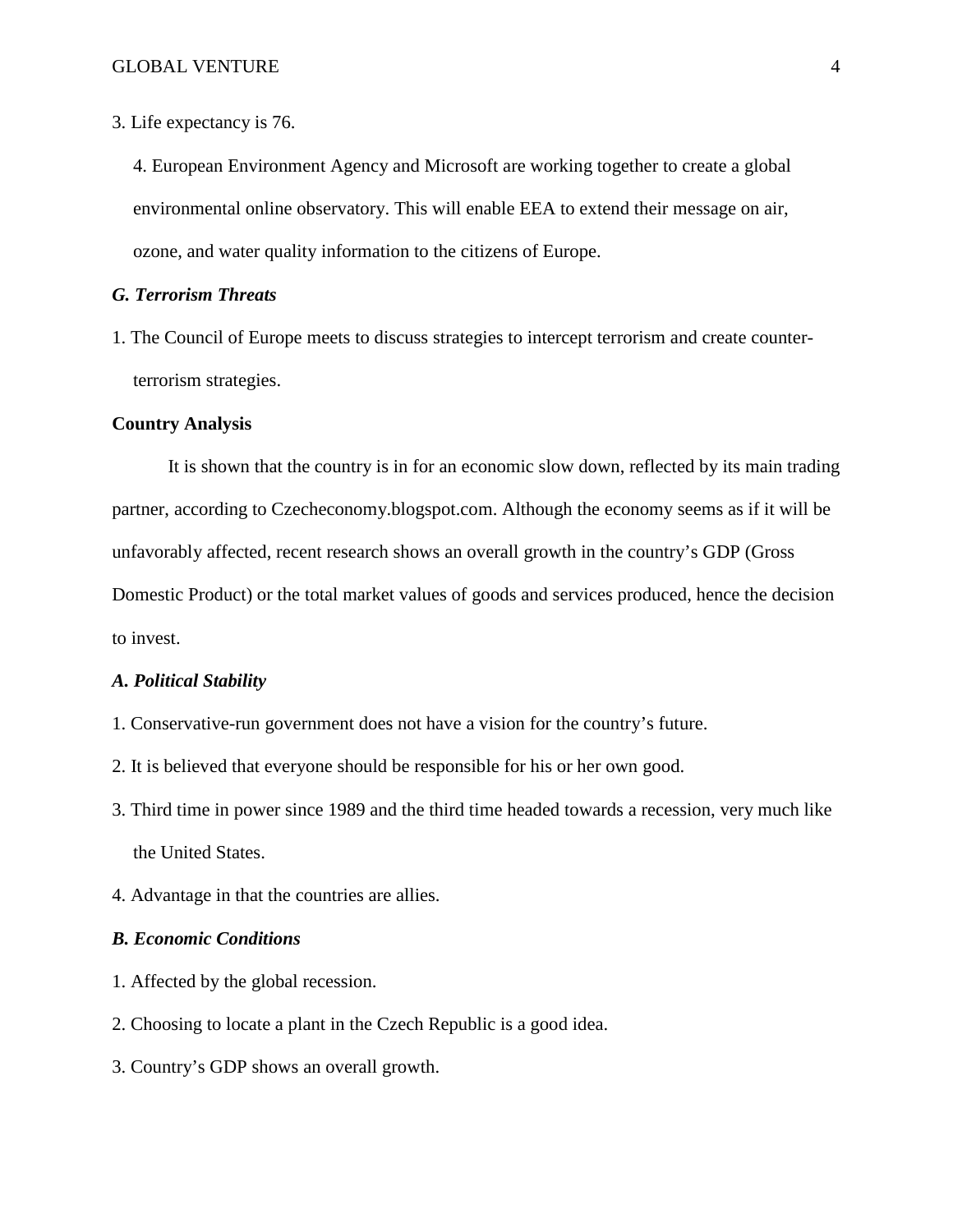3. Life expectancy is 76.

4. European Environment Agency and Microsoft are working together to create a global environmental online observatory. This will enable EEA to extend their message on air, ozone, and water quality information to the citizens of Europe.

***G. Terrorism Threats***

1. The Council of Europe meets to discuss strategies to intercept terrorism and create counter-terrorism strategies.

**Country Analysis**

It is shown that the country is in for an economic slow down, reflected by its main trading partner, according to Czecheconomy.blogspot.com. Although the economy seems as if it will be unfavorably affected, recent research shows an overall growth in the country's GDP (Gross Domestic Product) or the total market values of goods and services produced, hence the decision to invest.

***A. Political Stability***

1. Conservative-run government does not have a vision for the country's future.

2. It is believed that everyone should be responsible for his or her own good.

3. Third time in power since 1989 and the third time headed towards a recession, very much like the United States.

4. Advantage in that the countries are allies.

***B. Economic Conditions***

1. Affected by the global recession.

2. Choosing to locate a plant in the Czech Republic is a good idea.

3. Country's GDP shows an overall growth.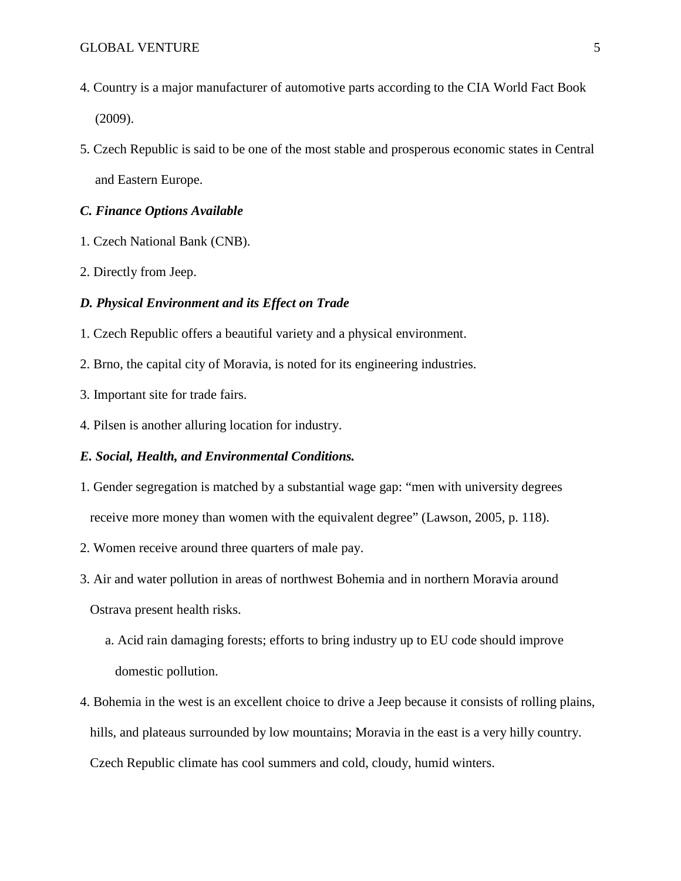4. Country is a major manufacturer of automotive parts according to the CIA World Fact Book (2009).

5. Czech Republic is said to be one of the most stable and prosperous economic states in Central and Eastern Europe.

***C. Finance Options Available***

1. Czech National Bank (CNB).

2. Directly from Jeep.

***D. Physical Environment and its Effect on Trade***

1. Czech Republic offers a beautiful variety and a physical environment.

2. Brno, the capital city of Moravia, is noted for its engineering industries.

3. Important site for trade fairs.

4. Pilsen is another alluring location for industry.

***E. Social, Health, and Environmental Conditions.***

1. Gender segregation is matched by a substantial wage gap: "men with university degrees receive more money than women with the equivalent degree" (Lawson, 2005, p. 118).

2. Women receive around three quarters of male pay.

3. Air and water pollution in areas of northwest Bohemia and in northern Moravia around Ostrava present health risks.

    a. Acid rain damaging forests; efforts to bring industry up to EU code should improve domestic pollution.

4. Bohemia in the west is an excellent choice to drive a Jeep because it consists of rolling plains, hills, and plateaus surrounded by low mountains; Moravia in the east is a very hilly country. Czech Republic climate has cool summers and cold, cloudy, humid winters.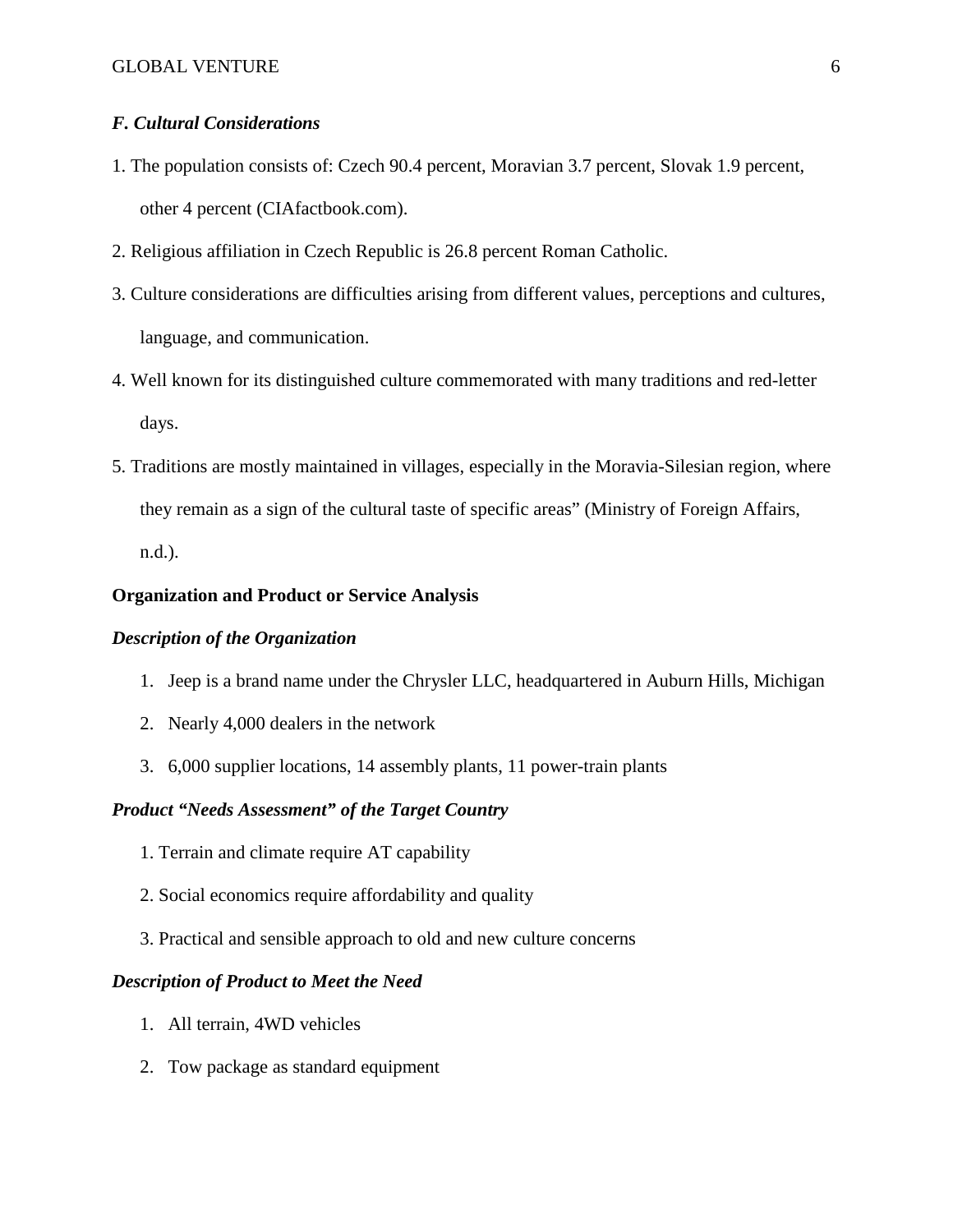***F. Cultural Considerations***

1. The population consists of: Czech 90.4 percent, Moravian 3.7 percent, Slovak 1.9 percent, other 4 percent (CIAfactbook.com).
2. Religious affiliation in Czech Republic is 26.8 percent Roman Catholic.
3. Culture considerations are difficulties arising from different values, perceptions and cultures, language, and communication.
4. Well known for its distinguished culture commemorated with many traditions and red-letter days.
5. Traditions are mostly maintained in villages, especially in the Moravia-Silesian region, where they remain as a sign of the cultural taste of specific areas" (Ministry of Foreign Affairs, n.d.).

**Organization and Product or Service Analysis**

***Description of the Organization***

1. Jeep is a brand name under the Chrysler LLC, headquartered in Auburn Hills, Michigan
2. Nearly 4,000 dealers in the network
3. 6,000 supplier locations, 14 assembly plants, 11 power-train plants

***Product "Needs Assessment" of the Target Country***

1. Terrain and climate require AT capability
2. Social economics require affordability and quality
3. Practical and sensible approach to old and new culture concerns

***Description of Product to Meet the Need***

1. All terrain, 4WD vehicles
2. Tow package as standard equipment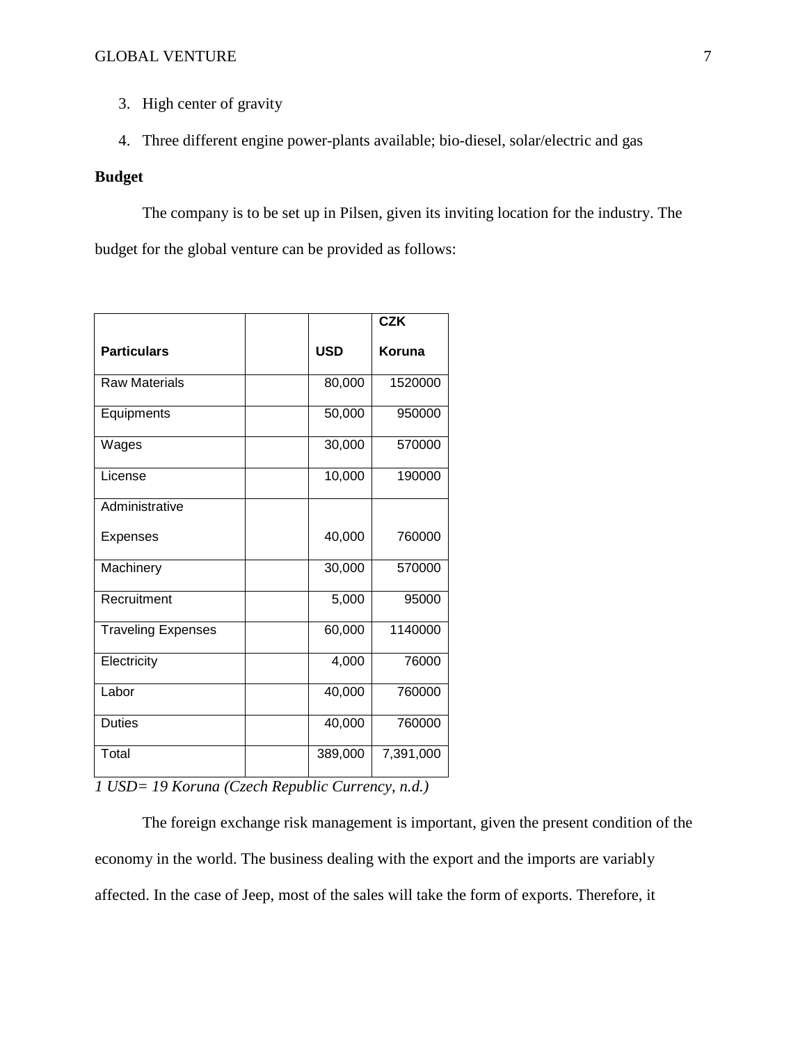3. High center of gravity
4. Three different engine power-plants available; bio-diesel, solar/electric and gas

**Budget**

The company is to be set up in Pilsen, given its inviting location for the industry. The budget for the global venture can be provided as follows:

| Particulars | | USD | CZK Koruna |
|---|---|---|---|
| Raw Materials | | 80,000 | 1520000 |
| Equipments | | 50,000 | 950000 |
| Wages | | 30,000 | 570000 |
| License | | 10,000 | 190000 |
| Administrative Expenses | | 40,000 | 760000 |
| Machinery | | 30,000 | 570000 |
| Recruitment | | 5,000 | 95000 |
| Traveling Expenses | | 60,000 | 1140000 |
| Electricity | | 4,000 | 76000 |
| Labor | | 40,000 | 760000 |
| Duties | | 40,000 | 760000 |
| Total | | 389,000 | 7,391,000 |

*1 USD= 19 Koruna (Czech Republic Currency, n.d.)*

The foreign exchange risk management is important, given the present condition of the economy in the world. The business dealing with the export and the imports are variably affected. In the case of Jeep, most of the sales will take the form of exports. Therefore, it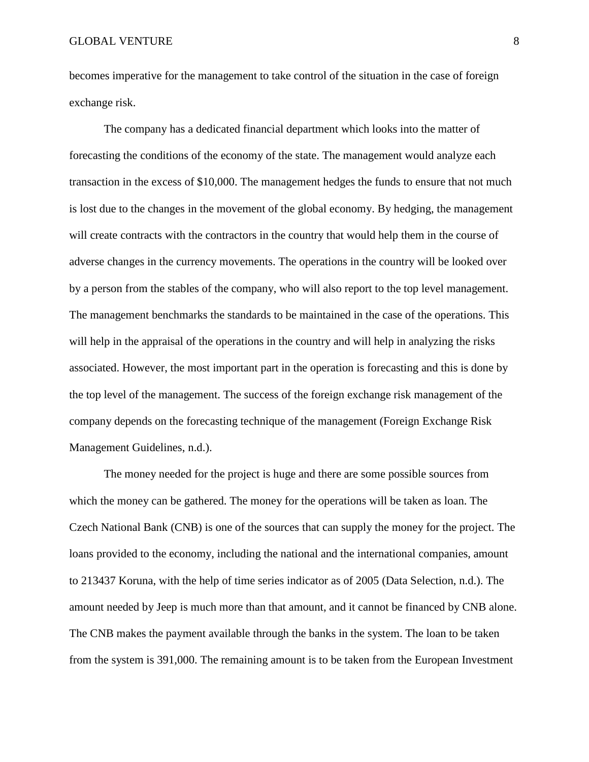becomes imperative for the management to take control of the situation in the case of foreign exchange risk.

The company has a dedicated financial department which looks into the matter of forecasting the conditions of the economy of the state. The management would analyze each transaction in the excess of $10,000. The management hedges the funds to ensure that not much is lost due to the changes in the movement of the global economy. By hedging, the management will create contracts with the contractors in the country that would help them in the course of adverse changes in the currency movements. The operations in the country will be looked over by a person from the stables of the company, who will also report to the top level management. The management benchmarks the standards to be maintained in the case of the operations. This will help in the appraisal of the operations in the country and will help in analyzing the risks associated. However, the most important part in the operation is forecasting and this is done by the top level of the management. The success of the foreign exchange risk management of the company depends on the forecasting technique of the management (Foreign Exchange Risk Management Guidelines, n.d.).

The money needed for the project is huge and there are some possible sources from which the money can be gathered. The money for the operations will be taken as loan. The Czech National Bank (CNB) is one of the sources that can supply the money for the project. The loans provided to the economy, including the national and the international companies, amount to 213437 Koruna, with the help of time series indicator as of 2005 (Data Selection, n.d.). The amount needed by Jeep is much more than that amount, and it cannot be financed by CNB alone. The CNB makes the payment available through the banks in the system. The loan to be taken from the system is 391,000. The remaining amount is to be taken from the European Investment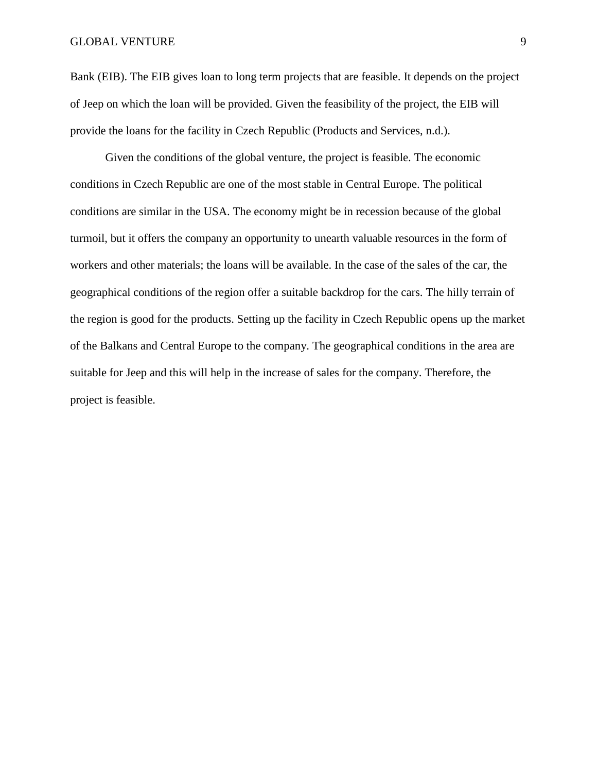Bank (EIB). The EIB gives loan to long term projects that are feasible. It depends on the project of Jeep on which the loan will be provided. Given the feasibility of the project, the EIB will provide the loans for the facility in Czech Republic (Products and Services, n.d.).

Given the conditions of the global venture, the project is feasible. The economic conditions in Czech Republic are one of the most stable in Central Europe. The political conditions are similar in the USA. The economy might be in recession because of the global turmoil, but it offers the company an opportunity to unearth valuable resources in the form of workers and other materials; the loans will be available. In the case of the sales of the car, the geographical conditions of the region offer a suitable backdrop for the cars. The hilly terrain of the region is good for the products. Setting up the facility in Czech Republic opens up the market of the Balkans and Central Europe to the company. The geographical conditions in the area are suitable for Jeep and this will help in the increase of sales for the company. Therefore, the project is feasible.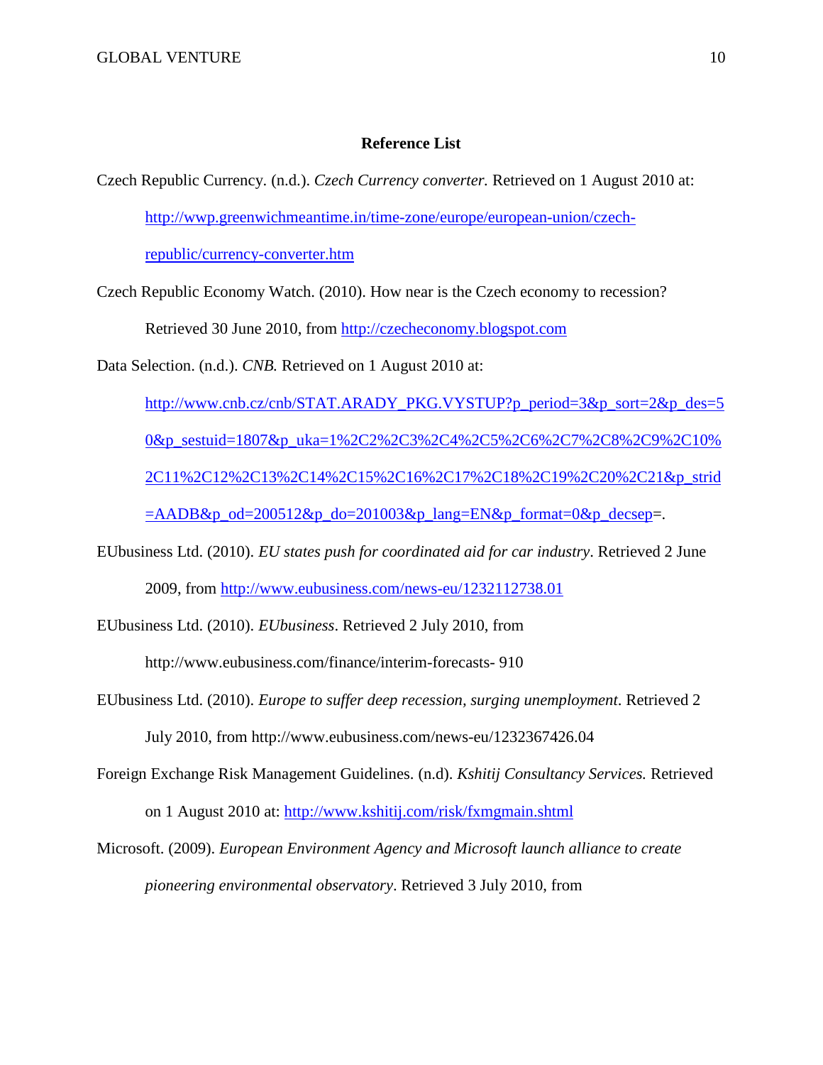**Reference List**

Czech Republic Currency. (n.d.). *Czech Currency converter.* Retrieved on 1 August 2010 at: http://wwp.greenwichmeantime.in/time-zone/europe/european-union/czech-republic/currency-converter.htm

Czech Republic Economy Watch. (2010). How near is the Czech economy to recession? Retrieved 30 June 2010, from http://czecheconomy.blogspot.com

Data Selection. (n.d.). *CNB.* Retrieved on 1 August 2010 at: http://www.cnb.cz/cnb/STAT.ARADY_PKG.VYSTUP?p_period=3&p_sort=2&p_des=50&p_sestuid=1807&p_uka=1%2C2%2C3%2C4%2C5%2C6%2C7%2C8%2C9%2C10%2C11%2C12%2C13%2C14%2C15%2C16%2C17%2C18%2C19%2C20%2C21&p_strid=AADB&p_od=200512&p_do=201003&p_lang=EN&p_format=0&p_decsep=.

EUbusiness Ltd. (2010). *EU states push for coordinated aid for car industry*. Retrieved 2 June 2009, from http://www.eubusiness.com/news-eu/1232112738.01

EUbusiness Ltd. (2010). *EUbusiness*. Retrieved 2 July 2010, from http://www.eubusiness.com/finance/interim-forecasts- 910

EUbusiness Ltd. (2010). *Europe to suffer deep recession, surging unemployment*. Retrieved 2 July 2010, from http://www.eubusiness.com/news-eu/1232367426.04

Foreign Exchange Risk Management Guidelines. (n.d). *Kshitij Consultancy Services.* Retrieved on 1 August 2010 at: http://www.kshitij.com/risk/fxmgmain.shtml

Microsoft. (2009). *European Environment Agency and Microsoft launch alliance to create pioneering environmental observatory*. Retrieved 3 July 2010, from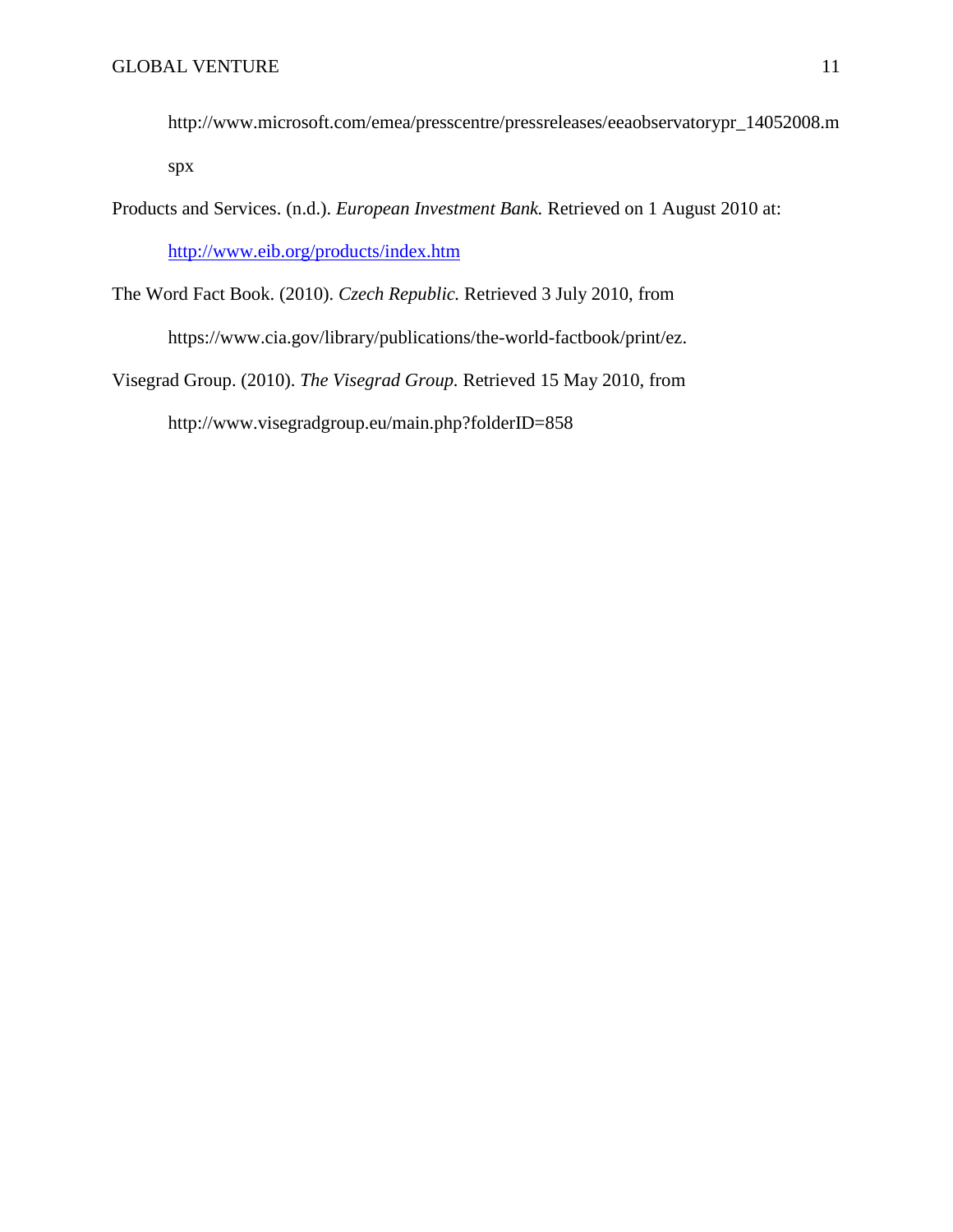http://www.microsoft.com/emea/presscentre/pressreleases/eeaobservatorypr_14052008.mspx

Products and Services. (n.d.). *European Investment Bank.* Retrieved on 1 August 2010 at: http://www.eib.org/products/index.htm

The Word Fact Book. (2010). *Czech Republic.* Retrieved 3 July 2010, from https://www.cia.gov/library/publications/the-world-factbook/print/ez.

Visegrad Group. (2010). *The Visegrad Group.* Retrieved 15 May 2010, from http://www.visegradgroup.eu/main.php?folderID=858